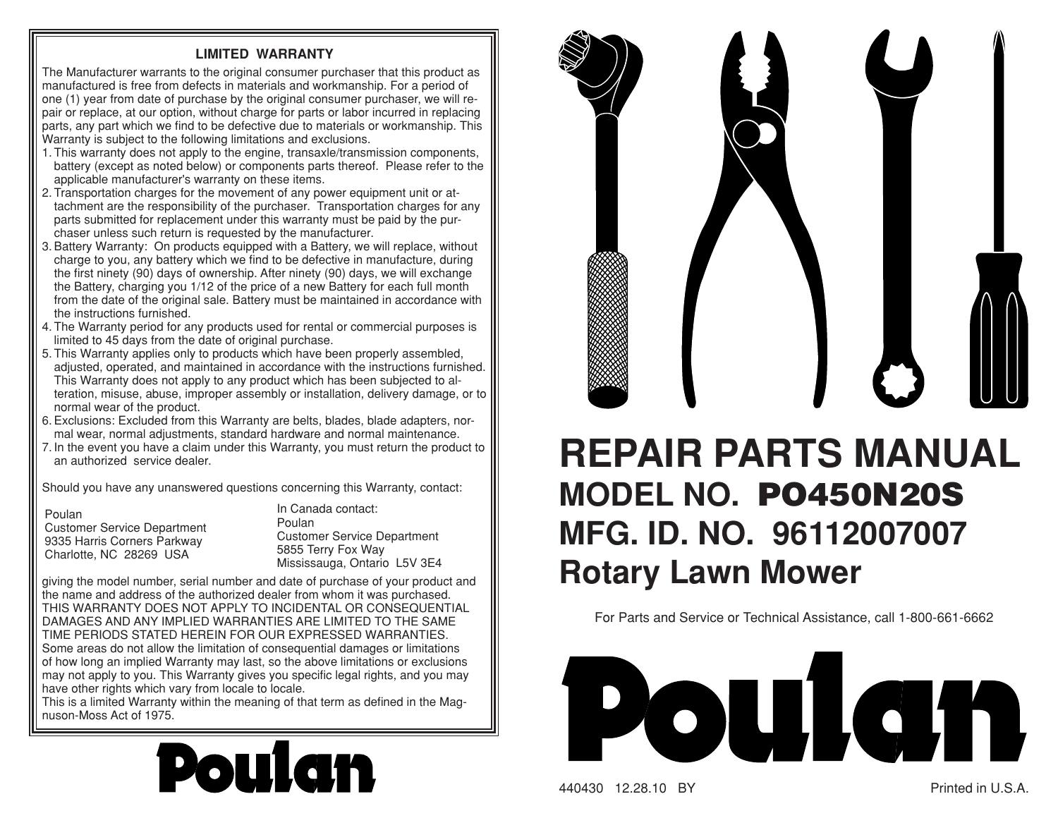## LIMITED WARRANTY

The Manufacturer warrants to the original consumer purchaser that this product as manufactured is free from defects in materials and workmanship. For a period of one (1) year from date of purchase by the original consumer purchaser, we will repair or replace, at our option, without charge for parts or labor incurred in replacing parts, any part which we find to be defective due to materials or workmanship. This Warranty is subject to the following limitations and exclusions.

1. This warranty does not apply to the engine, transaxle/transmission components, battery (except as noted below) or components parts thereof. Please refer to the applicable manufacturer's warranty on these items.
2. Transportation charges for the movement of any power equipment unit or attachment are the responsibility of the purchaser. Transportation charges for any parts submitted for replacement under this warranty must be paid by the purchaser unless such return is requested by the manufacturer.
3. Battery Warranty: On products equipped with a Battery, we will replace, without charge to you, any battery which we find to be defective in manufacture, during the first ninety (90) days of ownership. After ninety (90) days, we will exchange the Battery, charging you 1/12 of the price of a new Battery for each full month from the date of the original sale. Battery must be maintained in accordance with the instructions furnished.
4. The Warranty period for any products used for rental or commercial purposes is limited to 45 days from the date of original purchase.
5. This Warranty applies only to products which have been properly assembled, adjusted, operated, and maintained in accordance with the instructions furnished. This Warranty does not apply to any product which has been subjected to alteration, misuse, abuse, improper assembly or installation, delivery damage, or to normal wear of the product.
6. Exclusions: Excluded from this Warranty are belts, blades, blade adapters, normal wear, normal adjustments, standard hardware and normal maintenance.
7. In the event you have a claim under this Warranty, you must return the product to an authorized service dealer.

Should you have any unanswered questions concerning this Warranty, contact:

Poulan
Customer Service Department
9335 Harris Corners Parkway
Charlotte, NC 28269 USA

In Canada contact:
Poulan
Customer Service Department
5855 Terry Fox Way
Mississauga, Ontario L5V 3E4

giving the model number, serial number and date of purchase of your product and the name and address of the authorized dealer from whom it was purchased. THIS WARRANTY DOES NOT APPLY TO INCIDENTAL OR CONSEQUENTIAL DAMAGES AND ANY IMPLIED WARRANTIES ARE LIMITED TO THE SAME TIME PERIODS STATED HEREIN FOR OUR EXPRESSED WARRANTIES. Some areas do not allow the limitation of consequential damages or limitations of how long an implied Warranty may last, so the above limitations or exclusions may not apply to you. This Warranty gives you specific legal rights, and you may have other rights which vary from locale to locale.
This is a limited Warranty within the meaning of that term as defined in the Magnuson-Moss Act of 1975.

**Poulan**

# REPAIR PARTS MANUAL

## MODEL NO. PO450N20S

## MFG. ID. NO. 96112007007

## Rotary Lawn Mower

For Parts and Service or Technical Assistance, call 1-800-661-6662

**Poulan**

440430 12.28.10 BY

Printed in U.S.A.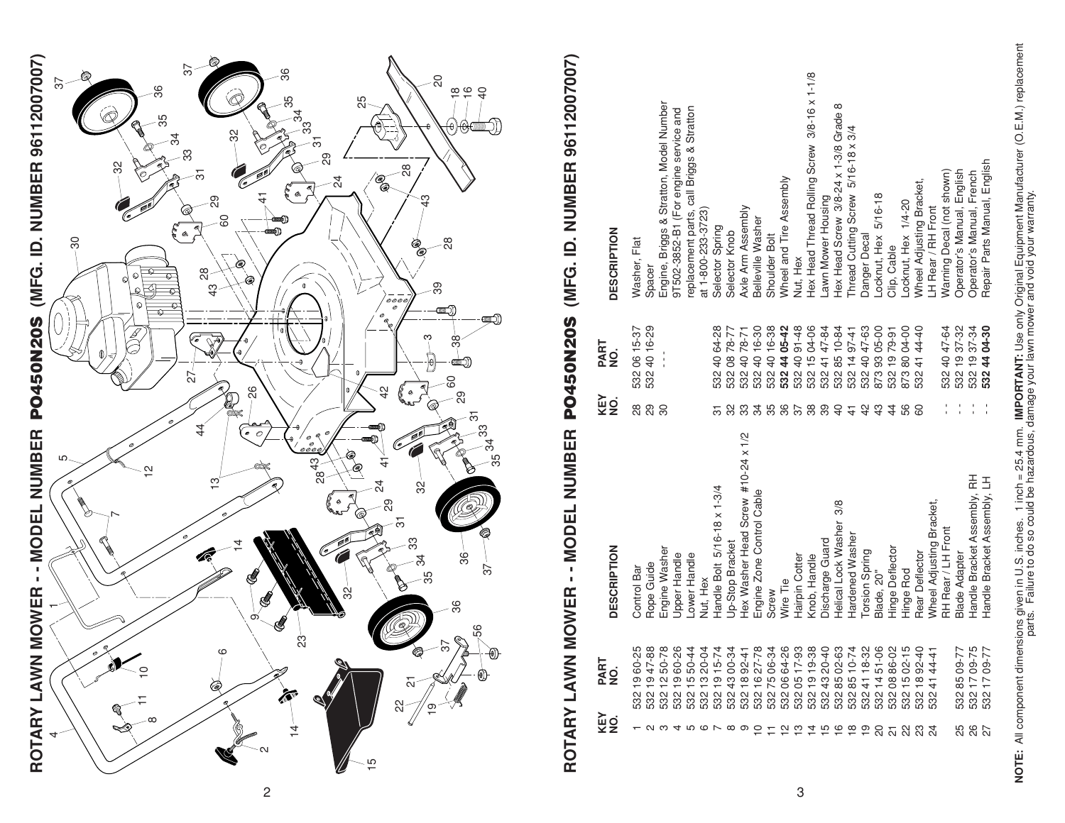# ROTARY LAWN MOWER - - MODEL NUMBER PO450N20S (MFG. ID. NUMBER 96112007007)

1
2
3
4
5
6
7
8
9
10
11
12
13
14
15
16
18
19
20
21
22
23
24
25
26
27
28
29
30
31
32
33
34
35
36
37
38
39
40
41
42
43
44
56
60

# ROTARY LAWN MOWER - - MODEL NUMBER PO450N20S (MFG. ID. NUMBER 96112007007)

| KEY NO. | PART NO. | DESCRIPTION |
|---|---|---|
| 1 | 532 19 60-25 | Control Bar |
| 2 | 532 19 47-88 | Rope Guide |
| 3 | 532 12 50-78 | Engine Washer |
| 4 | 532 19 60-26 | Upper Handle |
| 5 | 532 15 50-44 | Lower Handle |
| 6 | 532 13 20-04 | Nut, Hex |
| 7 | 532 19 15-74 | Handle Bolt 5/16-18 x 1-3/4 |
| 8 | 532 43 00-34 | Up-Stop Bracket |
| 9 | 532 18 92-41 | Hex Washer Head Screw #10-24 x 1/2 |
| 10 | 532 16 27-78 | Engine Zone Control Cable |
| 11 | 532 75 06-34 | Screw |
| 12 | 532 06 64-26 | Wire Tie |
| 13 | 532 05 17-93 | Hairpin Cotter |
| 14 | 532 19 19-38 | Knob, Handle |
| 15 | 532 43 20-40 | Discharge Guard |
| 16 | 532 85 02-63 | Helical Lock Washer 3/8 |
| 18 | 532 85 10-74 | Hardened Washer |
| 19 | 532 41 18-32 | Torsion Spring |
| 20 | 532 14 51-06 | Blade, 20" |
| 21 | 532 08 86-02 | Hinge Deflector |
| 22 | 532 15 02-15 | Hinge Rod |
| 23 | 532 18 92-40 | Rear Deflector |
| 24 | 532 41 44-41 | Wheel Adjusting Bracket, RH Rear / LH Front |
| 25 | 532 85 09-77 | Blade Adapter |
| 26 | 532 17 09-75 | Handle Bracket Assembly, RH |
| 27 | 532 17 09-77 | Handle Bracket Assembly, LH |
| 28 | 532 06 15-37 | Washer, Flat |
| 29 | 532 40 16-29 | Spacer |
| 30 | - - - | Engine, Briggs & Stratton, Model Number 9T502-3852-B1 (For engine service and replacement parts, call Briggs & Stratton at 1-800-233-3723) |
| 31 | 532 40 64-28 | Selector Spring |
| 32 | 532 08 78-77 | Selector Knob |
| 33 | 532 40 78-71 | Axle Arm Assembly |
| 34 | 532 40 16-30 | Belleville Washer |
| 35 | 532 40 16-38 | Shoulder Bolt |
| 36 | **532 44 05-42** | Wheel and Tire Assembly |
| 37 | 532 40 91-48 | Nut, Hex |
| 38 | 532 15 04-06 | Hex Head Thread Rolling Screw 3/8-16 x 1-1/8 |
| 39 | 532 41 47-84 | Lawn Mower Housing |
| 40 | 532 85 10-84 | Hex Head Screw 3/8-24 x 1-3/8 Grade 8 |
| 41 | 532 14 97-41 | Thread Cutting Screw 5/16-18 x 3/4 |
| 42 | 532 40 47-63 | Danger Decal |
| 43 | 873 93 05-00 | Locknut, Hex 5/16-18 |
| 44 | 532 19 79-91 | Clip, Cable |
| 56 | 873 80 04-00 | Locknut, Hex 1/4-20 |
| 60 | 532 41 44-40 | Wheel Adjusting Bracket, LH Rear / RH Front |
| - | 532 40 47-64 | Warning Decal (not shown) |
| - | 532 19 37-32 | Operator's Manual, English |
| - | 532 19 37-34 | Operator's Manual, French |
| - | **532 44 04-30** | Repair Parts Manual, English |

**NOTE:** All component dimensions given in U.S. inches. 1 inch = 25.4 mm. **IMPORTANT:** Use only Original Equipment Manufacturer (O.E.M.) replacement parts. Failure to do so could be hazardous, damage your lawn mower and void your warranty.